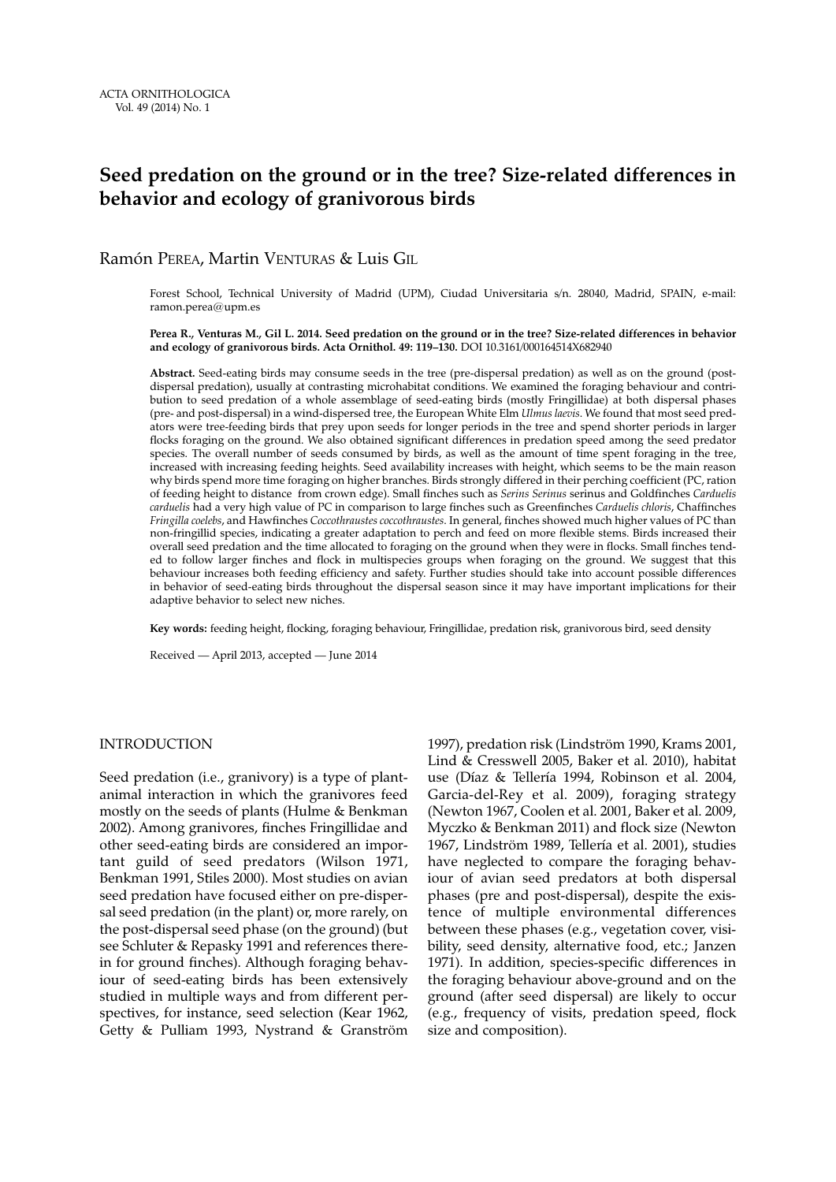# Seed predation on the ground or in the tree? Size-related differences in behavior and ecology of granivorous birds

Ramón PEREA, Martin VENTURAS & Luis GIL

Forest School, Technical University of Madrid (UPM), Ciudad Universitaria s/n. 28040, Madrid, SPAIN, e-mail: ramon.perea@upm.es

**Perea R., Venturas M., Gil L. 2014. Seed predation on the ground or in the tree? Size-related differences in behavior and ecology of granivorous birds. Acta Ornithol. 49: 119–130.** DOI 10.3161/000164514X682940

**Abstract.** Seed-eating birds may consume seeds in the tree (pre-dispersal predation) as well as on the ground (post-dispersal predation), usually at contrasting microhabitat conditions. We examined the foraging behaviour and contribution to seed predation of a whole assemblage of seed-eating birds (mostly Fringillidae) at both dispersal phases (pre- and post-dispersal) in a wind-dispersed tree, the European White Elm *Ulmus laevis*. We found that most seed predators were tree-feeding birds that prey upon seeds for longer periods in the tree and spend shorter periods in larger flocks foraging on the ground. We also obtained significant differences in predation speed among the seed predator species. The overall number of seeds consumed by birds, as well as the amount of time spent foraging in the tree, increased with increasing feeding heights. Seed availability increases with height, which seems to be the main reason why birds spend more time foraging on higher branches. Birds strongly differed in their perching coefficient (PC, ration of feeding height to distance from crown edge). Small finches such as *Serins Serinus* serinus and Goldfinches *Carduelis carduelis* had a very high value of PC in comparison to large finches such as Greenfinches *Carduelis chloris*, Chaffinches *Fringilla coelebs*, and Hawfinches *Coccothraustes coccothraustes*. In general, finches showed much higher values of PC than non-fringillid species, indicating a greater adaptation to perch and feed on more flexible stems. Birds increased their overall seed predation and the time allocated to foraging on the ground when they were in flocks. Small finches tended to follow larger finches and flock in multispecies groups when foraging on the ground. We suggest that this behaviour increases both feeding efficiency and safety. Further studies should take into account possible differences in behavior of seed-eating birds throughout the dispersal season since it may have important implications for their adaptive behavior to select new niches.

**Key words:** feeding height, flocking, foraging behaviour, Fringillidae, predation risk, granivorous bird, seed density

Received — April 2013, accepted — June 2014

## INTRODUCTION

Seed predation (i.e., granivory) is a type of plant-animal interaction in which the granivores feed mostly on the seeds of plants (Hulme & Benkman 2002). Among granivores, finches Fringillidae and other seed-eating birds are considered an important guild of seed predators (Wilson 1971, Benkman 1991, Stiles 2000). Most studies on avian seed predation have focused either on pre-dispersal seed predation (in the plant) or, more rarely, on the post-dispersal seed phase (on the ground) (but see Schluter & Repasky 1991 and references therein for ground finches). Although foraging behaviour of seed-eating birds has been extensively studied in multiple ways and from different perspectives, for instance, seed selection (Kear 1962, Getty & Pulliam 1993, Nystrand & Granström 1997), predation risk (Lindström 1990, Krams 2001, Lind & Cresswell 2005, Baker et al. 2010), habitat use (Díaz & Tellería 1994, Robinson et al. 2004, Garcia-del-Rey et al. 2009), foraging strategy (Newton 1967, Coolen et al. 2001, Baker et al. 2009, Myczko & Benkman 2011) and flock size (Newton 1967, Lindström 1989, Tellería et al. 2001), studies have neglected to compare the foraging behaviour of avian seed predators at both dispersal phases (pre and post-dispersal), despite the existence of multiple environmental differences between these phases (e.g., vegetation cover, visibility, seed density, alternative food, etc.; Janzen 1971). In addition, species-specific differences in the foraging behaviour above-ground and on the ground (after seed dispersal) are likely to occur (e.g., frequency of visits, predation speed, flock size and composition).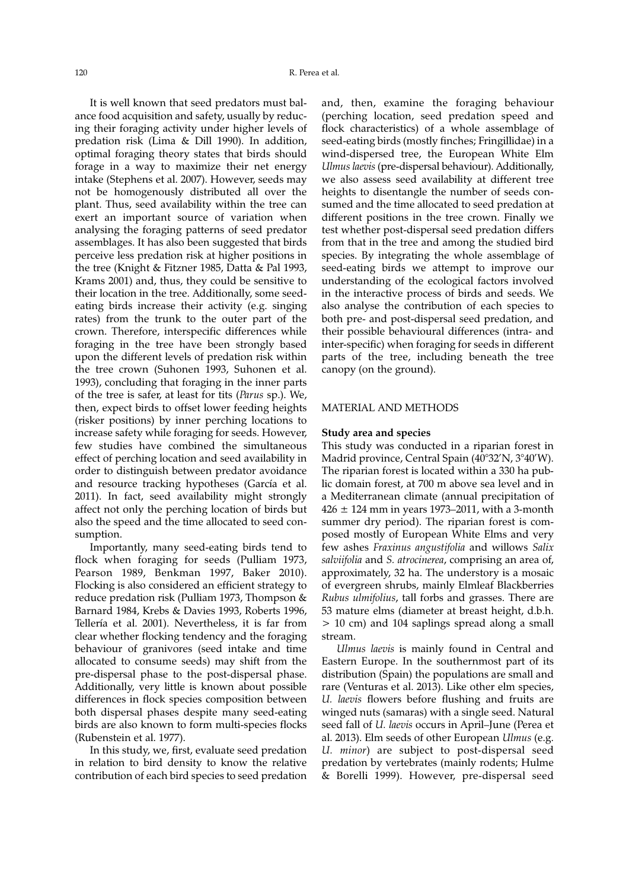It is well known that seed predators must balance food acquisition and safety, usually by reducing their foraging activity under higher levels of predation risk (Lima & Dill 1990). In addition, optimal foraging theory states that birds should forage in a way to maximize their net energy intake (Stephens et al. 2007). However, seeds may not be homogenously distributed all over the plant. Thus, seed availability within the tree can exert an important source of variation when analysing the foraging patterns of seed predator assemblages. It has also been suggested that birds perceive less predation risk at higher positions in the tree (Knight & Fitzner 1985, Datta & Pal 1993, Krams 2001) and, thus, they could be sensitive to their location in the tree. Additionally, some seed-eating birds increase their activity (e.g. singing rates) from the trunk to the outer part of the crown. Therefore, interspecific differences while foraging in the tree have been strongly based upon the different levels of predation risk within the tree crown (Suhonen 1993, Suhonen et al. 1993), concluding that foraging in the inner parts of the tree is safer, at least for tits (*Parus* sp.). We, then, expect birds to offset lower feeding heights (risker positions) by inner perching locations to increase safety while foraging for seeds. However, few studies have combined the simultaneous effect of perching location and seed availability in order to distinguish between predator avoidance and resource tracking hypotheses (García et al. 2011). In fact, seed availability might strongly affect not only the perching location of birds but also the speed and the time allocated to seed consumption.

Importantly, many seed-eating birds tend to flock when foraging for seeds (Pulliam 1973, Pearson 1989, Benkman 1997, Baker 2010). Flocking is also considered an efficient strategy to reduce predation risk (Pulliam 1973, Thompson & Barnard 1984, Krebs & Davies 1993, Roberts 1996, Tellería et al. 2001). Nevertheless, it is far from clear whether flocking tendency and the foraging behaviour of granivores (seed intake and time allocated to consume seeds) may shift from the pre-dispersal phase to the post-dispersal phase. Additionally, very little is known about possible differences in flock species composition between both dispersal phases despite many seed-eating birds are also known to form multi-species flocks (Rubenstein et al. 1977).

In this study, we, first, evaluate seed predation in relation to bird density to know the relative contribution of each bird species to seed predation and, then, examine the foraging behaviour (perching location, seed predation speed and flock characteristics) of a whole assemblage of seed-eating birds (mostly finches; Fringillidae) in a wind-dispersed tree, the European White Elm *Ulmus laevis* (pre-dispersal behaviour). Additionally, we also assess seed availability at different tree heights to disentangle the number of seeds consumed and the time allocated to seed predation at different positions in the tree crown. Finally we test whether post-dispersal seed predation differs from that in the tree and among the studied bird species. By integrating the whole assemblage of seed-eating birds we attempt to improve our understanding of the ecological factors involved in the interactive process of birds and seeds. We also analyse the contribution of each species to both pre- and post-dispersal seed predation, and their possible behavioural differences (intra- and inter-specific) when foraging for seeds in different parts of the tree, including beneath the tree canopy (on the ground).

## MATERIAL AND METHODS

### Study area and species

This study was conducted in a riparian forest in Madrid province, Central Spain (40°32′N, 3°40′W). The riparian forest is located within a 330 ha public domain forest, at 700 m above sea level and in a Mediterranean climate (annual precipitation of 426 ± 124 mm in years 1973–2011, with a 3-month summer dry period). The riparian forest is composed mostly of European White Elms and very few ashes *Fraxinus angustifolia* and willows *Salix salviifolia* and *S. atrocinerea*, comprising an area of, approximately, 32 ha. The understory is a mosaic of evergreen shrubs, mainly Elmleaf Blackberries *Rubus ulmifolius*, tall forbs and grasses. There are 53 mature elms (diameter at breast height, d.b.h. > 10 cm) and 104 saplings spread along a small stream.

*Ulmus laevis* is mainly found in Central and Eastern Europe. In the southernmost part of its distribution (Spain) the populations are small and rare (Venturas et al. 2013). Like other elm species, *U. laevis* flowers before flushing and fruits are winged nuts (samaras) with a single seed. Natural seed fall of *U. laevis* occurs in April–June (Perea et al. 2013). Elm seeds of other European *Ulmus* (e.g. *U. minor*) are subject to post-dispersal seed predation by vertebrates (mainly rodents; Hulme & Borelli 1999). However, pre-dispersal seed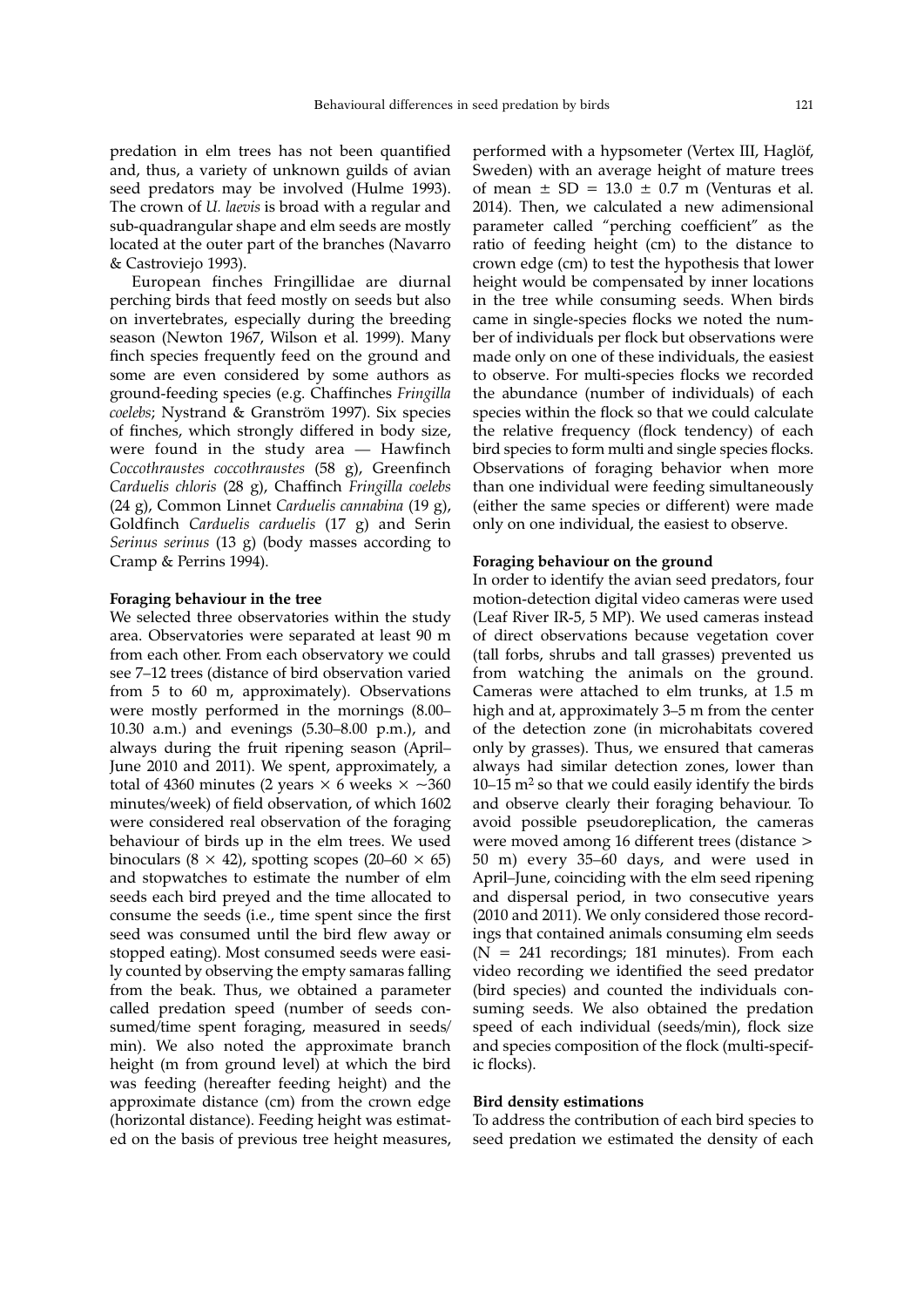predation in elm trees has not been quantified and, thus, a variety of unknown guilds of avian seed predators may be involved (Hulme 1993). The crown of *U. laevis* is broad with a regular and sub-quadrangular shape and elm seeds are mostly located at the outer part of the branches (Navarro & Castroviejo 1993).

European finches Fringillidae are diurnal perching birds that feed mostly on seeds but also on invertebrates, especially during the breeding season (Newton 1967, Wilson et al. 1999). Many finch species frequently feed on the ground and some are even considered by some authors as ground-feeding species (e.g. Chaffinches *Fringilla coelebs*; Nystrand & Granström 1997). Six species of finches, which strongly differed in body size, were found in the study area — Hawfinch *Coccothraustes coccothraustes* (58 g), Greenfinch *Carduelis chloris* (28 g), Chaffinch *Fringilla coelebs* (24 g), Common Linnet *Carduelis cannabina* (19 g), Goldfinch *Carduelis carduelis* (17 g) and Serin *Serinus serinus* (13 g) (body masses according to Cramp & Perrins 1994).

**Foraging behaviour in the tree**

We selected three observatories within the study area. Observatories were separated at least 90 m from each other. From each observatory we could see 7–12 trees (distance of bird observation varied from 5 to 60 m, approximately). Observations were mostly performed in the mornings (8.00–10.30 a.m.) and evenings (5.30–8.00 p.m.), and always during the fruit ripening season (April–June 2010 and 2011). We spent, approximately, a total of 4360 minutes (2 years × 6 weeks × ~360 minutes/week) of field observation, of which 1602 were considered real observation of the foraging behaviour of birds up in the elm trees. We used binoculars (8 × 42), spotting scopes (20–60 × 65) and stopwatches to estimate the number of elm seeds each bird preyed and the time allocated to consume the seeds (i.e., time spent since the first seed was consumed until the bird flew away or stopped eating). Most consumed seeds were easily counted by observing the empty samaras falling from the beak. Thus, we obtained a parameter called predation speed (number of seeds consumed/time spent foraging, measured in seeds/min). We also noted the approximate branch height (m from ground level) at which the bird was feeding (hereafter feeding height) and the approximate distance (cm) from the crown edge (horizontal distance). Feeding height was estimated on the basis of previous tree height measures, performed with a hypsometer (Vertex III, Haglöf, Sweden) with an average height of mature trees of mean ± SD = 13.0 ± 0.7 m (Venturas et al. 2014). Then, we calculated a new adimensional parameter called "perching coefficient" as the ratio of feeding height (cm) to the distance to crown edge (cm) to test the hypothesis that lower height would be compensated by inner locations in the tree while consuming seeds. When birds came in single-species flocks we noted the number of individuals per flock but observations were made only on one of these individuals, the easiest to observe. For multi-species flocks we recorded the abundance (number of individuals) of each species within the flock so that we could calculate the relative frequency (flock tendency) of each bird species to form multi and single species flocks. Observations of foraging behavior when more than one individual were feeding simultaneously (either the same species or different) were made only on one individual, the easiest to observe.

**Foraging behaviour on the ground**

In order to identify the avian seed predators, four motion-detection digital video cameras were used (Leaf River IR-5, 5 MP). We used cameras instead of direct observations because vegetation cover (tall forbs, shrubs and tall grasses) prevented us from watching the animals on the ground. Cameras were attached to elm trunks, at 1.5 m high and at, approximately 3–5 m from the center of the detection zone (in microhabitats covered only by grasses). Thus, we ensured that cameras always had similar detection zones, lower than 10–15 m$^2$ so that we could easily identify the birds and observe clearly their foraging behaviour. To avoid possible pseudoreplication, the cameras were moved among 16 different trees (distance > 50 m) every 35–60 days, and were used in April–June, coinciding with the elm seed ripening and dispersal period, in two consecutive years (2010 and 2011). We only considered those recordings that contained animals consuming elm seeds (N = 241 recordings; 181 minutes). From each video recording we identified the seed predator (bird species) and counted the individuals consuming seeds. We also obtained the predation speed of each individual (seeds/min), flock size and species composition of the flock (multi-specific flocks).

**Bird density estimations**

To address the contribution of each bird species to seed predation we estimated the density of each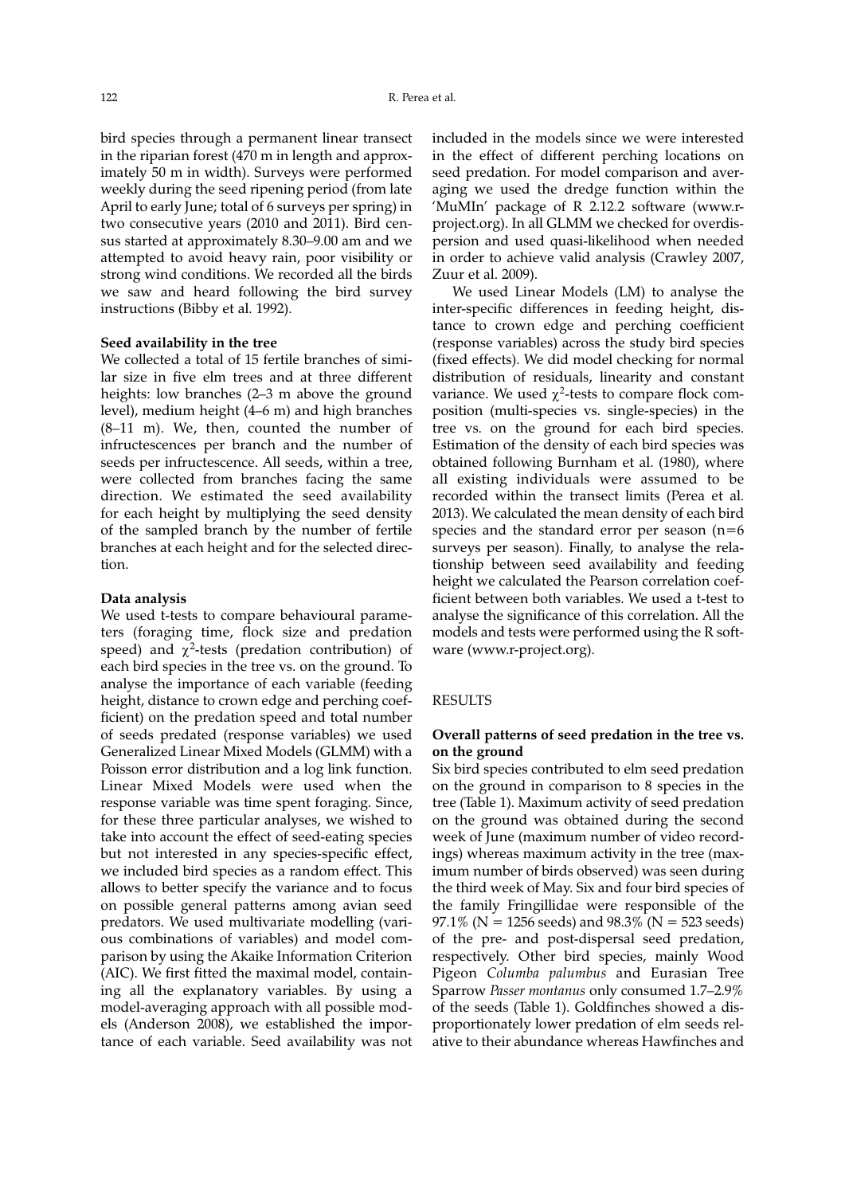bird species through a permanent linear transect in the riparian forest (470 m in length and approximately 50 m in width). Surveys were performed weekly during the seed ripening period (from late April to early June; total of 6 surveys per spring) in two consecutive years (2010 and 2011). Bird census started at approximately 8.30–9.00 am and we attempted to avoid heavy rain, poor visibility or strong wind conditions. We recorded all the birds we saw and heard following the bird survey instructions (Bibby et al. 1992).

**Seed availability in the tree**

We collected a total of 15 fertile branches of similar size in five elm trees and at three different heights: low branches (2–3 m above the ground level), medium height (4–6 m) and high branches (8–11 m). We, then, counted the number of infructescences per branch and the number of seeds per infructescence. All seeds, within a tree, were collected from branches facing the same direction. We estimated the seed availability for each height by multiplying the seed density of the sampled branch by the number of fertile branches at each height and for the selected direction.

**Data analysis**

We used t-tests to compare behavioural parameters (foraging time, flock size and predation speed) and $\chi^2$-tests (predation contribution) of each bird species in the tree vs. on the ground. To analyse the importance of each variable (feeding height, distance to crown edge and perching coefficient) on the predation speed and total number of seeds predated (response variables) we used Generalized Linear Mixed Models (GLMM) with a Poisson error distribution and a log link function. Linear Mixed Models were used when the response variable was time spent foraging. Since, for these three particular analyses, we wished to take into account the effect of seed-eating species but not interested in any species-specific effect, we included bird species as a random effect. This allows to better specify the variance and to focus on possible general patterns among avian seed predators. We used multivariate modelling (various combinations of variables) and model comparison by using the Akaike Information Criterion (AIC). We first fitted the maximal model, containing all the explanatory variables. By using a model-averaging approach with all possible models (Anderson 2008), we established the importance of each variable. Seed availability was not included in the models since we were interested in the effect of different perching locations on seed predation. For model comparison and averaging we used the dredge function within the 'MuMIn' package of R 2.12.2 software (www.r-project.org). In all GLMM we checked for overdispersion and used quasi-likelihood when needed in order to achieve valid analysis (Crawley 2007, Zuur et al. 2009).

We used Linear Models (LM) to analyse the inter-specific differences in feeding height, distance to crown edge and perching coefficient (response variables) across the study bird species (fixed effects). We did model checking for normal distribution of residuals, linearity and constant variance. We used $\chi^2$-tests to compare flock composition (multi-species vs. single-species) in the tree vs. on the ground for each bird species. Estimation of the density of each bird species was obtained following Burnham et al. (1980), where all existing individuals were assumed to be recorded within the transect limits (Perea et al. 2013). We calculated the mean density of each bird species and the standard error per season ($n=6$ surveys per season). Finally, to analyse the relationship between seed availability and feeding height we calculated the Pearson correlation coefficient between both variables. We used a t-test to analyse the significance of this correlation. All the models and tests were performed using the R software (www.r-project.org).

## RESULTS

**Overall patterns of seed predation in the tree vs. on the ground**

Six bird species contributed to elm seed predation on the ground in comparison to 8 species in the tree (Table 1). Maximum activity of seed predation on the ground was obtained during the second week of June (maximum number of video recordings) whereas maximum activity in the tree (maximum number of birds observed) was seen during the third week of May. Six and four bird species of the family Fringillidae were responsible of the 97.1% (N = 1256 seeds) and 98.3% (N = 523 seeds) of the pre- and post-dispersal seed predation, respectively. Other bird species, mainly Wood Pigeon *Columba palumbus* and Eurasian Tree Sparrow *Passer montanus* only consumed 1.7–2.9% of the seeds (Table 1). Goldfinches showed a disproportionately lower predation of elm seeds relative to their abundance whereas Hawfinches and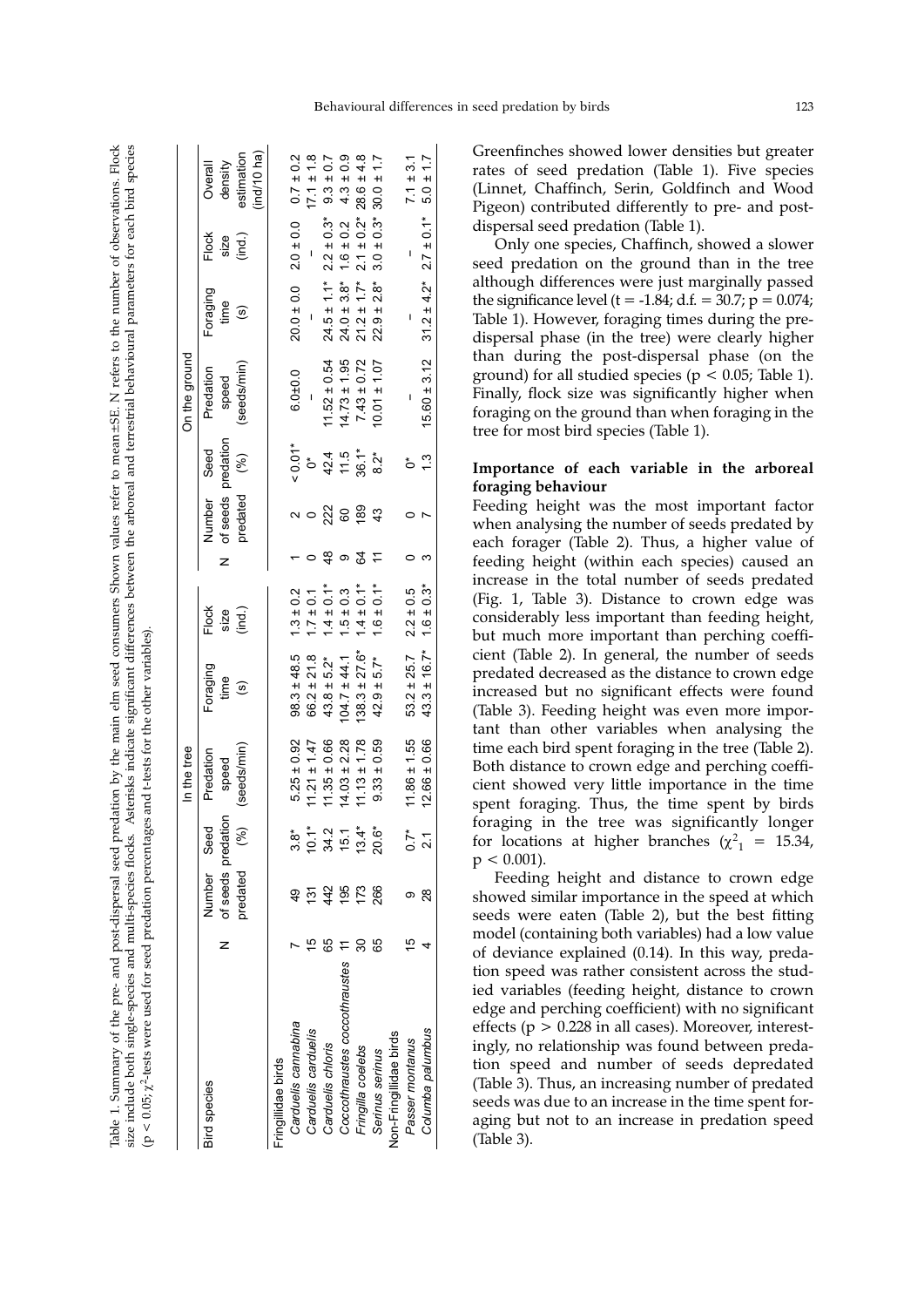Table 1. Summary of the pre- and post-dispersal seed predation by the main elm seed consumers Shown values refer to mean±SE. N refers to the number of observations. Flock size include both single-species and multi-species flocks. Asterisks indicate significant differences between the arboreal and terrestrial behavioural parameters for each bird species ($p < 0.05$; $\chi^2$-tests were used for seed predation percentages and t-tests for the other variables).

| Bird species | In the tree | | | | | | On the ground | | | | | | Overall density estimation (ind/10 ha) |
|---|---|---|---|---|---|---|---|---|---|---|---|---|---|
| | N | Number of seeds predated | Seed predation (%) | Predation speed (seeds/min) | Foraging time (s) | Flock size (ind.) | N | Number of seeds predated | Seed predation (%) | Predation speed (seeds/min) | Foraging time (s) | Flock size (ind.) | |
| Fringillidae birds | | | | | | | | | | | | | |
| *Carduelis cannabina* | 7 | 49 | 3.8* | 5.25 ± 0.92 | 98.3 ± 48.5 | 1.3 ± 0.2 | 1 | 2 | < 0.01* | 6.0±0.0 | 20.0 ± 0.0 | 2.0 ± 0.0 | 0.7 ± 0.2 |
| *Carduelis carduelis* | 15 | 131 | 10.1* | 11.21 ± 1.47 | 66.2 ± 21.8 | 1.7 ± 0.1 | 0 | 0 | 0* | – | – | – | 17.1 ± 1.8 |
| *Carduelis chloris* | 65 | 442 | 34.2 | 11.35 ± 0.66 | 43.8 ± 5.2* | 1.4 ± 0.1* | 48 | 222 | 42.4 | 11.52 ± 0.54 | 24.5 ± 1.1* | 2.2 ± 0.3* | 9.3 ± 0.7 |
| *Coccothraustes coccothraustes* | 11 | 195 | 15.1 | 14.03 ± 2.28 | 104.7 ± 44.1 | 1.5 ± 0.3 | 9 | 60 | 11.5 | 14.73 ± 1.95 | 24.0 ± 3.8* | 1.6 ± 0.2 | 4.3 ± 0.9 |
| *Fringilla coelebs* | 30 | 173 | 13.4* | 11.13 ± 1.78 | 138.3 ± 27.6* | 1.4 ± 0.1* | 64 | 189 | 36.1* | 7.43 ± 0.72 | 21.2 ± 1.7* | 2.1 ± 0.2* | 28.6 ± 4.8 |
| *Serinus serinus* | 65 | 266 | 20.6* | 9.33 ± 0.59 | 42.9 ± 5.7* | 1.6 ± 0.1* | 11 | 43 | 8.2* | 10.01 ± 1.07 | 22.9 ± 2.8* | 3.0 ± 0.3* | 30.0 ± 1.7 |
| Non-Fringillidae birds | | | | | | | | | | | | | |
| *Passer montanus* | 15 | 9 | 0.7* | 11.86 ± 1.55 | 53.2 ± 25.7 | 2.2 ± 0.5 | 0 | 0 | 0* | – | – | – | 7.1 ± 3.1 |
| *Columba palumbus* | 4 | 28 | 2.1 | 12.66 ± 0.66 | 43.3 ± 16.7* | 1.6 ± 0.3* | 3 | 7 | 1.3 | 15.60 ± 3.12 | 31.2 ± 4.2* | 2.7 ± 0.1* | 5.0 ± 1.7 |

Greenfinches showed lower densities but greater rates of seed predation (Table 1). Five species (Linnet, Chaffinch, Serin, Goldfinch and Wood Pigeon) contributed differently to pre- and post-dispersal seed predation (Table 1).

Only one species, Chaffinch, showed a slower seed predation on the ground than in the tree although differences were just marginally passed the significance level ($t = -1.84$; d.f. $= 30.7$; $p = 0.074$; Table 1). However, foraging times during the pre-dispersal phase (in the tree) were clearly higher than during the post-dispersal phase (on the ground) for all studied species ($p < 0.05$; Table 1). Finally, flock size was significantly higher when foraging on the ground than when foraging in the tree for most bird species (Table 1).

### Importance of each variable in the arboreal foraging behaviour

Feeding height was the most important factor when analysing the number of seeds predated by each forager (Table 2). Thus, a higher value of feeding height (within each species) caused an increase in the total number of seeds predated (Fig. 1, Table 3). Distance to crown edge was considerably less important than feeding height, but much more important than perching coefficient (Table 2). In general, the number of seeds predated decreased as the distance to crown edge increased but no significant effects were found (Table 3). Feeding height was even more important than other variables when analysing the time each bird spent foraging in the tree (Table 2). Both distance to crown edge and perching coefficient showed very little importance in the time spent foraging. Thus, the time spent by birds foraging in the tree was significantly longer for locations at higher branches ($\chi^2_1 = 15.34$, $p < 0.001$).

Feeding height and distance to crown edge showed similar importance in the speed at which seeds were eaten (Table 2), but the best fitting model (containing both variables) had a low value of deviance explained (0.14). In this way, predation speed was rather consistent across the studied variables (feeding height, distance to crown edge and perching coefficient) with no significant effects ($p > 0.228$ in all cases). Moreover, interestingly, no relationship was found between predation speed and number of seeds depredated (Table 3). Thus, an increasing number of predated seeds was due to an increase in the time spent foraging but not to an increase in predation speed (Table 3).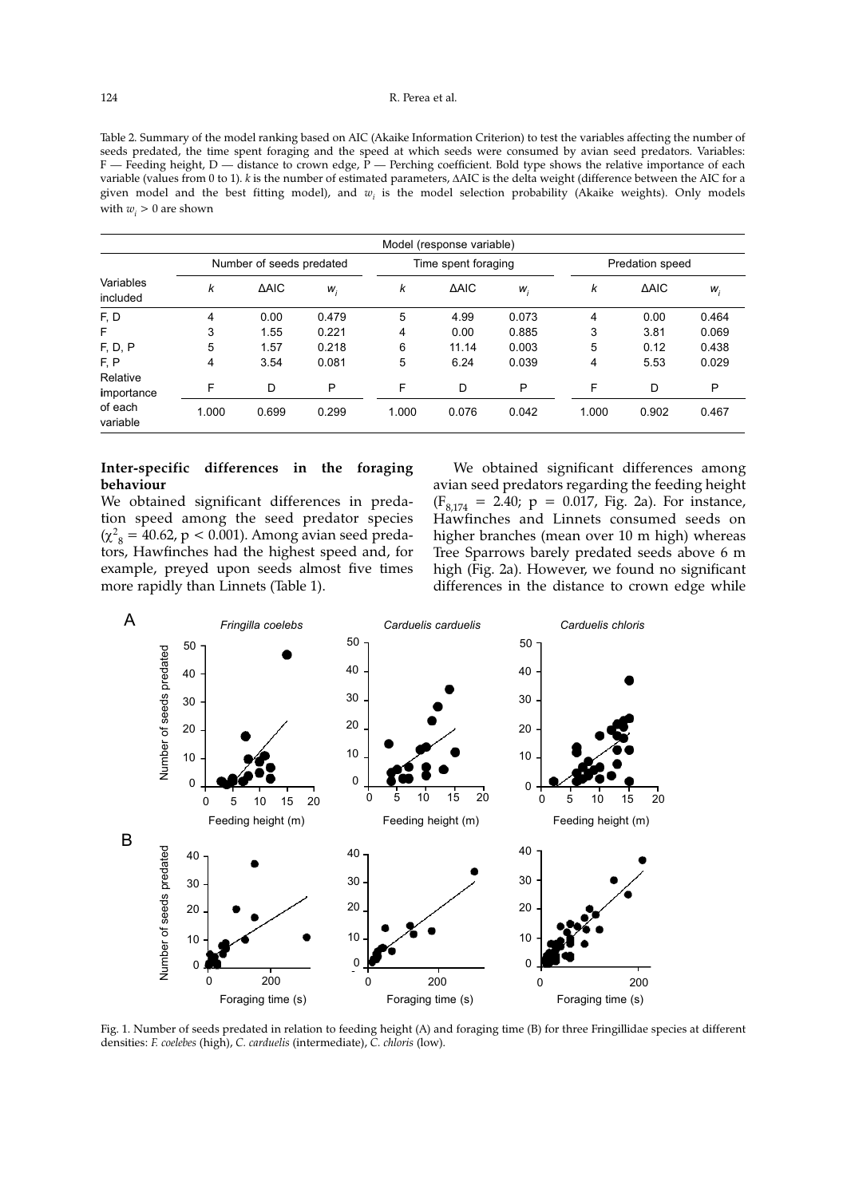Table 2. Summary of the model ranking based on AIC (Akaike Information Criterion) to test the variables affecting the number of seeds predated, the time spent foraging and the speed at which seeds were consumed by avian seed predators. Variables: F — Feeding height, D — distance to crown edge, P — Perching coefficient. Bold type shows the relative importance of each variable (values from 0 to 1). *k* is the number of estimated parameters, ΔAIC is the delta weight (difference between the AIC for a given model and the best fitting model), and $w_i$ is the model selection probability (Akaike weights). Only models with $w_i > 0$ are shown

| Variables included | Number of seeds predated | | | Time spent foraging | | | Predation speed | | |
|---|---|---|---|---|---|---|---|---|---|
| | *k* | ΔAIC | $w_i$ | *k* | ΔAIC | $w_i$ | *k* | ΔAIC | $w_i$ |
| F, D | 4 | 0.00 | 0.479 | 5 | 4.99 | 0.073 | 4 | 0.00 | 0.464 |
| F | 3 | 1.55 | 0.221 | 4 | 0.00 | 0.885 | 3 | 3.81 | 0.069 |
| F, D, P | 5 | 1.57 | 0.218 | 6 | 11.14 | 0.003 | 5 | 0.12 | 0.438 |
| F, P | 4 | 3.54 | 0.081 | 5 | 6.24 | 0.039 | 4 | 5.53 | 0.029 |
| Relative importance | F | D | P | F | D | P | F | D | P |
| of each variable | 1.000 | 0.699 | 0.299 | 1.000 | 0.076 | 0.042 | 1.000 | 0.902 | 0.467 |

**Inter-specific differences in the foraging behaviour**

We obtained significant differences in predation speed among the seed predator species ($\chi^2_8 = 40.62$, $p < 0.001$). Among avian seed predators, Hawfinches had the highest speed and, for example, preyed upon seeds almost five times more rapidly than Linnets (Table 1).

We obtained significant differences among avian seed predators regarding the feeding height ($F_{8,174} = 2.40$; $p = 0.017$, Fig. 2a). For instance, Hawfinches and Linnets consumed seeds on higher branches (mean over 10 m high) whereas Tree Sparrows barely predated seeds above 6 m high (Fig. 2a). However, we found no significant differences in the distance to crown edge while

Fig. 1. Number of seeds predated in relation to feeding height (A) and foraging time (B) for three Fringillidae species at different densities: *F. coelebes* (high), *C. carduelis* (intermediate), *C. chloris* (low).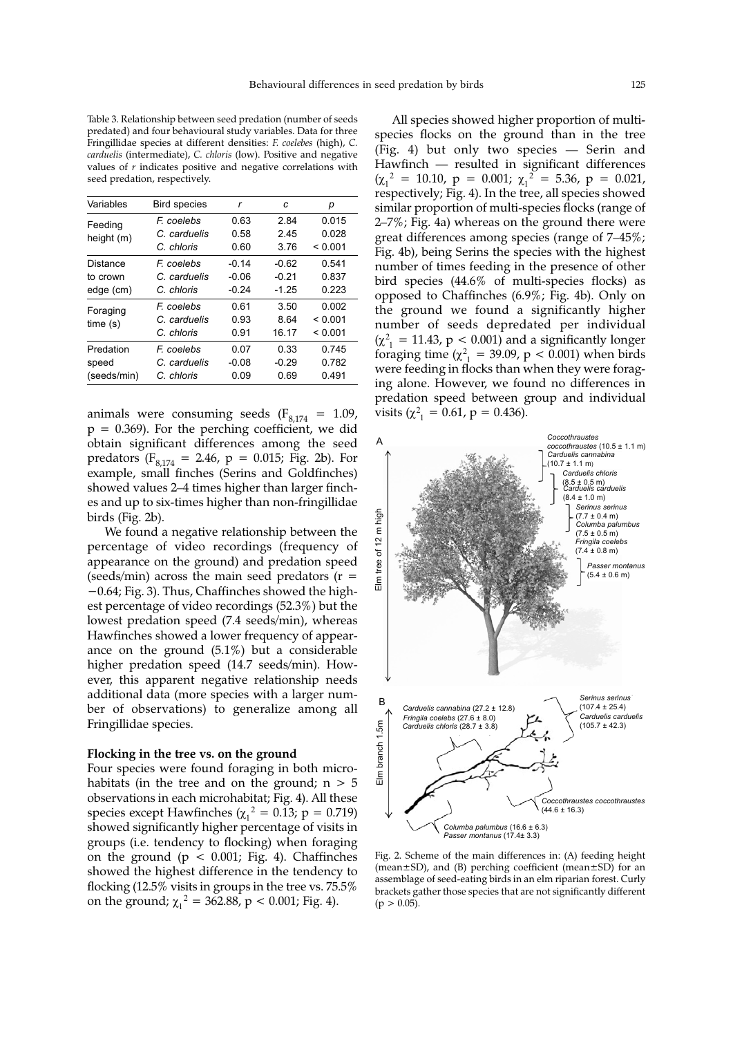Table 3. Relationship between seed predation (number of seeds predated) and four behavioural study variables. Data for three Fringillidae species at different densities: *F. coelebes* (high), *C. carduelis* (intermediate), *C. chloris* (low). Positive and negative values of *r* indicates positive and negative correlations with seed predation, respectively.

| Variables | Bird species | r | c | p |
|---|---|---|---|---|
| Feeding height (m) | *F. coelebs* | 0.63 | 2.84 | 0.015 |
| | *C. carduelis* | 0.58 | 2.45 | 0.028 |
| | *C. chloris* | 0.60 | 3.76 | < 0.001 |
| Distance to crown edge (cm) | *F. coelebs* | -0.14 | -0.62 | 0.541 |
| | *C. carduelis* | -0.06 | -0.21 | 0.837 |
| | *C. chloris* | -0.24 | -1.25 | 0.223 |
| Foraging time (s) | *F. coelebs* | 0.61 | 3.50 | 0.002 |
| | *C. carduelis* | 0.93 | 8.64 | < 0.001 |
| | *C. chloris* | 0.91 | 16.17 | < 0.001 |
| Predation speed (seeds/min) | *F. coelebs* | 0.07 | 0.33 | 0.745 |
| | *C. carduelis* | -0.08 | -0.29 | 0.782 |
| | *C. chloris* | 0.09 | 0.69 | 0.491 |

animals were consuming seeds ($F_{8,174}$ = 1.09, p = 0.369). For the perching coefficient, we did obtain significant differences among the seed predators ($F_{8,174}$ = 2.46, p = 0.015; Fig. 2b). For example, small finches (Serins and Goldfinches) showed values 2–4 times higher than larger finches and up to six-times higher than non-fringillidae birds (Fig. 2b).

We found a negative relationship between the percentage of video recordings (frequency of appearance on the ground) and predation speed (seeds/min) across the main seed predators (r = −0.64; Fig. 3). Thus, Chaffinches showed the highest percentage of video recordings (52.3%) but the lowest predation speed (7.4 seeds/min), whereas Hawfinches showed a lower frequency of appearance on the ground (5.1%) but a considerable higher predation speed (14.7 seeds/min). However, this apparent negative relationship needs additional data (more species with a larger number of observations) to generalize among all Fringillidae species.

**Flocking in the tree vs. on the ground**

Four species were found foraging in both microhabitats (in the tree and on the ground; n > 5 observations in each microhabitat; Fig. 4). All these species except Hawfinches ($\chi_1^2$ = 0.13; p = 0.719) showed significantly higher percentage of visits in groups (i.e. tendency to flocking) when foraging on the ground (p < 0.001; Fig. 4). Chaffinches showed the highest difference in the tendency to flocking (12.5% visits in groups in the tree vs. 75.5% on the ground; $\chi_1^2$ = 362.88, p < 0.001; Fig. 4).

All species showed higher proportion of multi-species flocks on the ground than in the tree (Fig. 4) but only two species — Serin and Hawfinch — resulted in significant differences ($\chi_1^2$ = 10.10, p = 0.001; $\chi_1^2$ = 5.36, p = 0.021, respectively; Fig. 4). In the tree, all species showed similar proportion of multi-species flocks (range of 2–7%; Fig. 4a) whereas on the ground there were great differences among species (range of 7–45%; Fig. 4b), being Serins the species with the highest number of times feeding in the presence of other bird species (44.6% of multi-species flocks) as opposed to Chaffinches (6.9%; Fig. 4b). Only on the ground we found a significantly higher number of seeds depredated per individual ($\chi^2_1$ = 11.43, p < 0.001) and a significantly longer foraging time ($\chi^2_1$ = 39.09, p < 0.001) when birds were feeding in flocks than when they were foraging alone. However, we found no differences in predation speed between group and individual visits ($\chi^2_1$ = 0.61, p = 0.436).

Fig. 2. Scheme of the main differences in: (A) feeding height (mean±SD), and (B) perching coefficient (mean±SD) for an assemblage of seed-eating birds in an elm riparian forest. Curly brackets gather those species that are not significantly different (p > 0.05).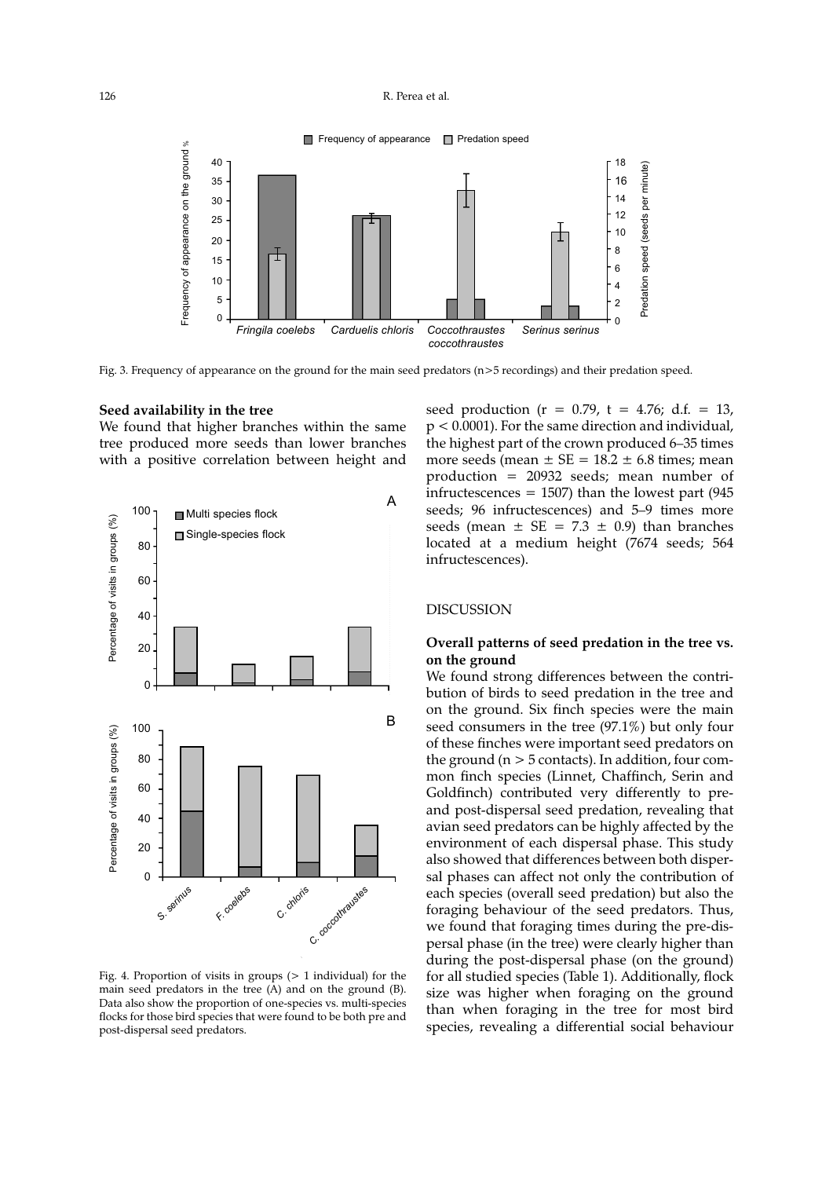Fig. 3. Frequency of appearance on the ground for the main seed predators (n>5 recordings) and their predation speed.

### Seed availability in the tree

We found that higher branches within the same tree produced more seeds than lower branches with a positive correlation between height and seed production ($r = 0.79$, $t = 4.76$; d.f. $= 13$, $p < 0.0001$). For the same direction and individual, the highest part of the crown produced 6–35 times more seeds (mean $\pm$ SE $= 18.2 \pm 6.8$ times; mean production = 20932 seeds; mean number of infructescences = 1507) than the lowest part (945 seeds; 96 infructescences) and 5–9 times more seeds (mean $\pm$ SE $= 7.3 \pm 0.9$) than branches located at a medium height (7674 seeds; 564 infructescences).

Fig. 4. Proportion of visits in groups (> 1 individual) for the main seed predators in the tree (A) and on the ground (B). Data also show the proportion of one-species vs. multi-species flocks for those bird species that were found to be both pre and post-dispersal seed predators.

## DISCUSSION

### Overall patterns of seed predation in the tree vs. on the ground

We found strong differences between the contribution of birds to seed predation in the tree and on the ground. Six finch species were the main seed consumers in the tree (97.1%) but only four of these finches were important seed predators on the ground ($n > 5$ contacts). In addition, four common finch species (Linnet, Chaffinch, Serin and Goldfinch) contributed very differently to pre- and post-dispersal seed predation, revealing that avian seed predators can be highly affected by the environment of each dispersal phase. This study also showed that differences between both dispersal phases can affect not only the contribution of each species (overall seed predation) but also the foraging behaviour of the seed predators. Thus, we found that foraging times during the pre-dispersal phase (in the tree) were clearly higher than during the post-dispersal phase (on the ground) for all studied species (Table 1). Additionally, flock size was higher when foraging on the ground than when foraging in the tree for most bird species, revealing a differential social behaviour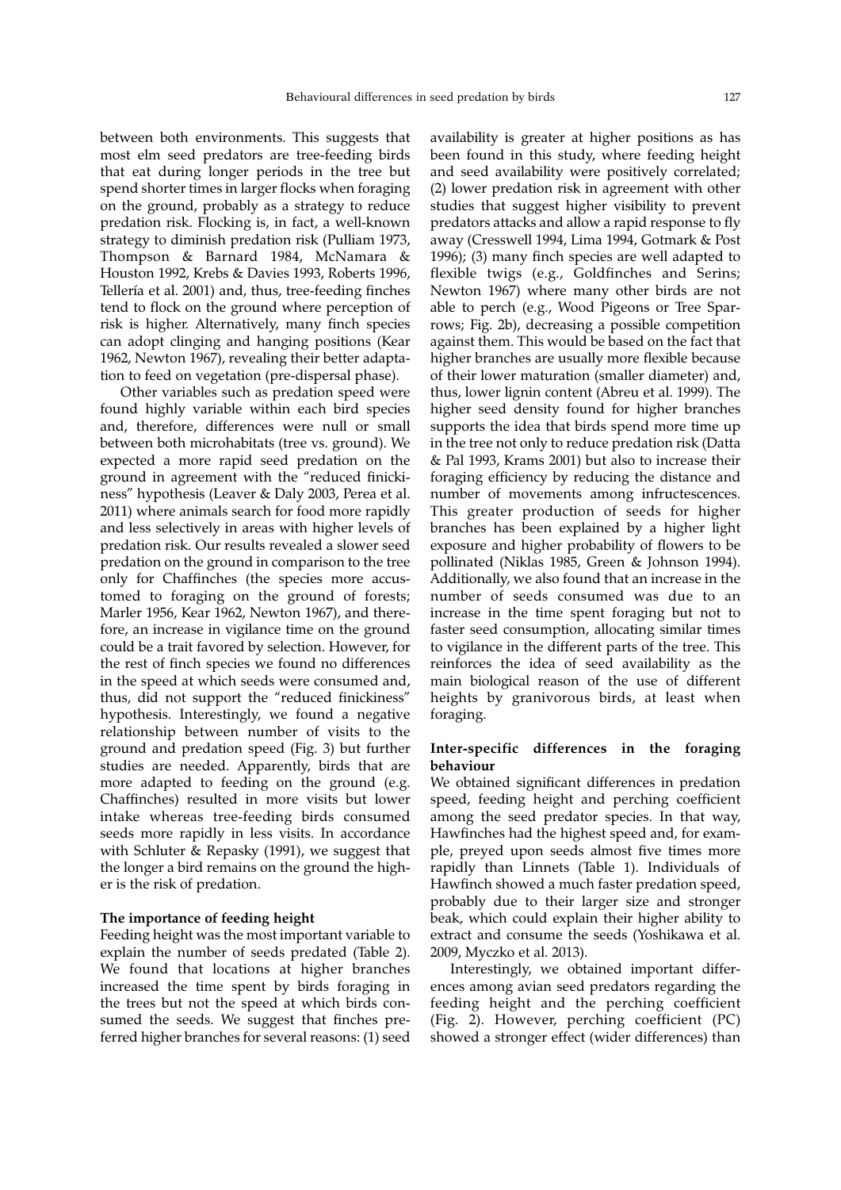between both environments. This suggests that most elm seed predators are tree-feeding birds that eat during longer periods in the tree but spend shorter times in larger flocks when foraging on the ground, probably as a strategy to reduce predation risk. Flocking is, in fact, a well-known strategy to diminish predation risk (Pulliam 1973, Thompson & Barnard 1984, McNamara & Houston 1992, Krebs & Davies 1993, Roberts 1996, Tellería et al. 2001) and, thus, tree-feeding finches tend to flock on the ground where perception of risk is higher. Alternatively, many finch species can adopt clinging and hanging positions (Kear 1962, Newton 1967), revealing their better adaptation to feed on vegetation (pre-dispersal phase).

Other variables such as predation speed were found highly variable within each bird species and, therefore, differences were null or small between both microhabitats (tree vs. ground). We expected a more rapid seed predation on the ground in agreement with the "reduced finickiness" hypothesis (Leaver & Daly 2003, Perea et al. 2011) where animals search for food more rapidly and less selectively in areas with higher levels of predation risk. Our results revealed a slower seed predation on the ground in comparison to the tree only for Chaffinches (the species more accustomed to foraging on the ground of forests; Marler 1956, Kear 1962, Newton 1967), and therefore, an increase in vigilance time on the ground could be a trait favored by selection. However, for the rest of finch species we found no differences in the speed at which seeds were consumed and, thus, did not support the "reduced finickiness" hypothesis. Interestingly, we found a negative relationship between number of visits to the ground and predation speed (Fig. 3) but further studies are needed. Apparently, birds that are more adapted to feeding on the ground (e.g. Chaffinches) resulted in more visits but lower intake whereas tree-feeding birds consumed seeds more rapidly in less visits. In accordance with Schluter & Repasky (1991), we suggest that the longer a bird remains on the ground the higher is the risk of predation.

### The importance of feeding height

Feeding height was the most important variable to explain the number of seeds predated (Table 2). We found that locations at higher branches increased the time spent by birds foraging in the trees but not the speed at which birds consumed the seeds. We suggest that finches preferred higher branches for several reasons: (1) seed availability is greater at higher positions as has been found in this study, where feeding height and seed availability were positively correlated; (2) lower predation risk in agreement with other studies that suggest higher visibility to prevent predators attacks and allow a rapid response to fly away (Cresswell 1994, Lima 1994, Gotmark & Post 1996); (3) many finch species are well adapted to flexible twigs (e.g., Goldfinches and Serins; Newton 1967) where many other birds are not able to perch (e.g., Wood Pigeons or Tree Sparrows; Fig. 2b), decreasing a possible competition against them. This would be based on the fact that higher branches are usually more flexible because of their lower maturation (smaller diameter) and, thus, lower lignin content (Abreu et al. 1999). The higher seed density found for higher branches supports the idea that birds spend more time up in the tree not only to reduce predation risk (Datta & Pal 1993, Krams 2001) but also to increase their foraging efficiency by reducing the distance and number of movements among infructescences. This greater production of seeds for higher branches has been explained by a higher light exposure and higher probability of flowers to be pollinated (Niklas 1985, Green & Johnson 1994). Additionally, we also found that an increase in the number of seeds consumed was due to an increase in the time spent foraging but not to faster seed consumption, allocating similar times to vigilance in the different parts of the tree. This reinforces the idea of seed availability as the main biological reason of the use of different heights by granivorous birds, at least when foraging.

### Inter-specific differences in the foraging behaviour

We obtained significant differences in predation speed, feeding height and perching coefficient among the seed predator species. In that way, Hawfinches had the highest speed and, for example, preyed upon seeds almost five times more rapidly than Linnets (Table 1). Individuals of Hawfinch showed a much faster predation speed, probably due to their larger size and stronger beak, which could explain their higher ability to extract and consume the seeds (Yoshikawa et al. 2009, Myczko et al. 2013).

Interestingly, we obtained important differences among avian seed predators regarding the feeding height and the perching coefficient (Fig. 2). However, perching coefficient (PC) showed a stronger effect (wider differences) than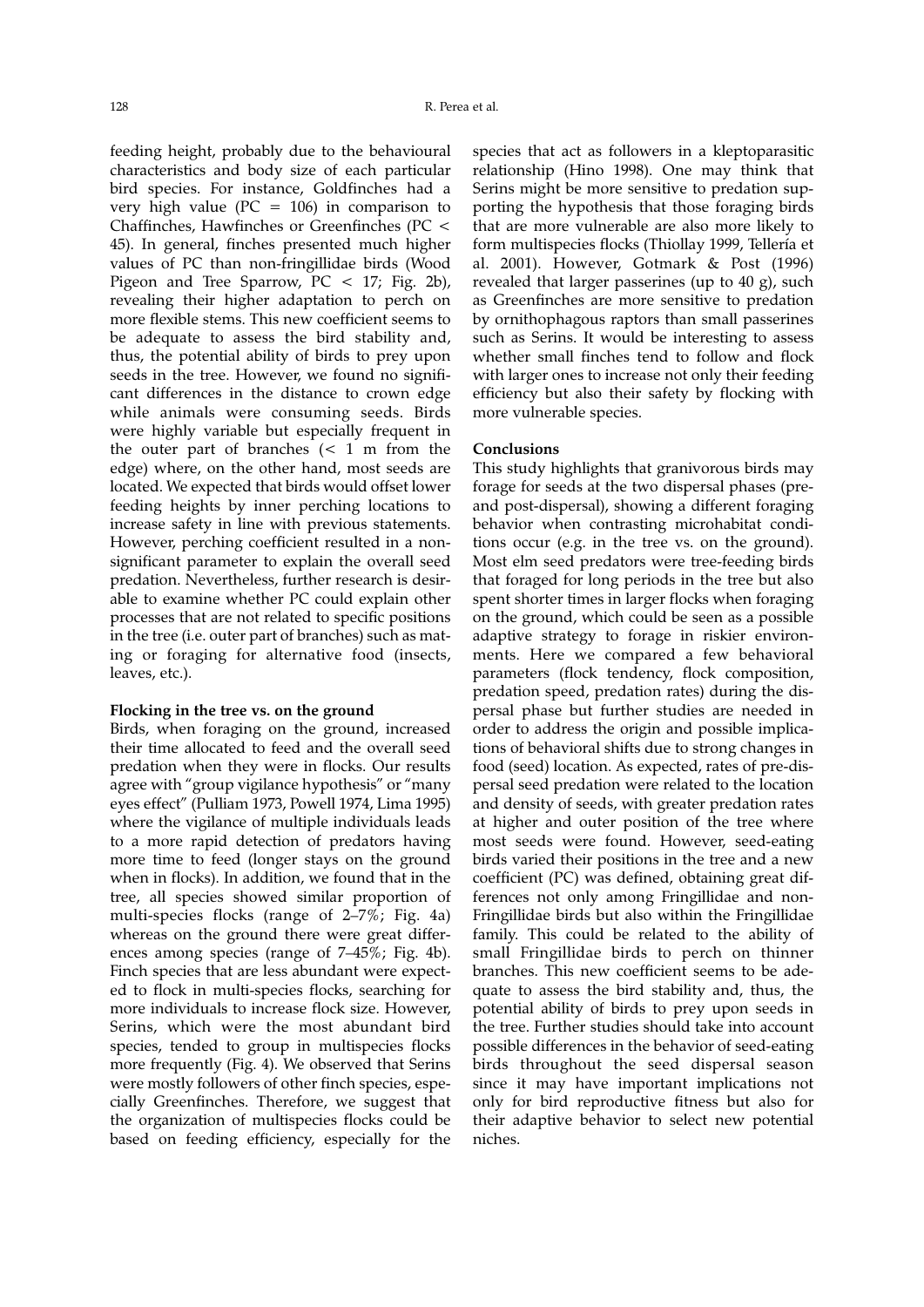feeding height, probably due to the behavioural characteristics and body size of each particular bird species. For instance, Goldfinches had a very high value (PC = 106) in comparison to Chaffinches, Hawfinches or Greenfinches (PC < 45). In general, finches presented much higher values of PC than non-fringillidae birds (Wood Pigeon and Tree Sparrow, PC < 17; Fig. 2b), revealing their higher adaptation to perch on more flexible stems. This new coefficient seems to be adequate to assess the bird stability and, thus, the potential ability of birds to prey upon seeds in the tree. However, we found no significant differences in the distance to crown edge while animals were consuming seeds. Birds were highly variable but especially frequent in the outer part of branches (< 1 m from the edge) where, on the other hand, most seeds are located. We expected that birds would offset lower feeding heights by inner perching locations to increase safety in line with previous statements. However, perching coefficient resulted in a non-significant parameter to explain the overall seed predation. Nevertheless, further research is desirable to examine whether PC could explain other processes that are not related to specific positions in the tree (i.e. outer part of branches) such as mating or foraging for alternative food (insects, leaves, etc.).

### Flocking in the tree vs. on the ground

Birds, when foraging on the ground, increased their time allocated to feed and the overall seed predation when they were in flocks. Our results agree with "group vigilance hypothesis" or "many eyes effect" (Pulliam 1973, Powell 1974, Lima 1995) where the vigilance of multiple individuals leads to a more rapid detection of predators having more time to feed (longer stays on the ground when in flocks). In addition, we found that in the tree, all species showed similar proportion of multi-species flocks (range of 2–7%; Fig. 4a) whereas on the ground there were great differences among species (range of 7–45%; Fig. 4b). Finch species that are less abundant were expected to flock in multi-species flocks, searching for more individuals to increase flock size. However, Serins, which were the most abundant bird species, tended to group in multispecies flocks more frequently (Fig. 4). We observed that Serins were mostly followers of other finch species, especially Greenfinches. Therefore, we suggest that the organization of multispecies flocks could be based on feeding efficiency, especially for the species that act as followers in a kleptoparasitic relationship (Hino 1998). One may think that Serins might be more sensitive to predation supporting the hypothesis that those foraging birds that are more vulnerable are also more likely to form multispecies flocks (Thiollay 1999, Tellería et al. 2001). However, Gotmark & Post (1996) revealed that larger passerines (up to 40 g), such as Greenfinches are more sensitive to predation by ornithophagous raptors than small passerines such as Serins. It would be interesting to assess whether small finches tend to follow and flock with larger ones to increase not only their feeding efficiency but also their safety by flocking with more vulnerable species.

### Conclusions

This study highlights that granivorous birds may forage for seeds at the two dispersal phases (pre- and post-dispersal), showing a different foraging behavior when contrasting microhabitat conditions occur (e.g. in the tree vs. on the ground). Most elm seed predators were tree-feeding birds that foraged for long periods in the tree but also spent shorter times in larger flocks when foraging on the ground, which could be seen as a possible adaptive strategy to forage in riskier environments. Here we compared a few behavioral parameters (flock tendency, flock composition, predation speed, predation rates) during the dispersal phase but further studies are needed in order to address the origin and possible implications of behavioral shifts due to strong changes in food (seed) location. As expected, rates of pre-dispersal seed predation were related to the location and density of seeds, with greater predation rates at higher and outer position of the tree where most seeds were found. However, seed-eating birds varied their positions in the tree and a new coefficient (PC) was defined, obtaining great differences not only among Fringillidae and non-Fringillidae birds but also within the Fringillidae family. This could be related to the ability of small Fringillidae birds to perch on thinner branches. This new coefficient seems to be adequate to assess the bird stability and, thus, the potential ability of birds to prey upon seeds in the tree. Further studies should take into account possible differences in the behavior of seed-eating birds throughout the seed dispersal season since it may have important implications not only for bird reproductive fitness but also for their adaptive behavior to select new potential niches.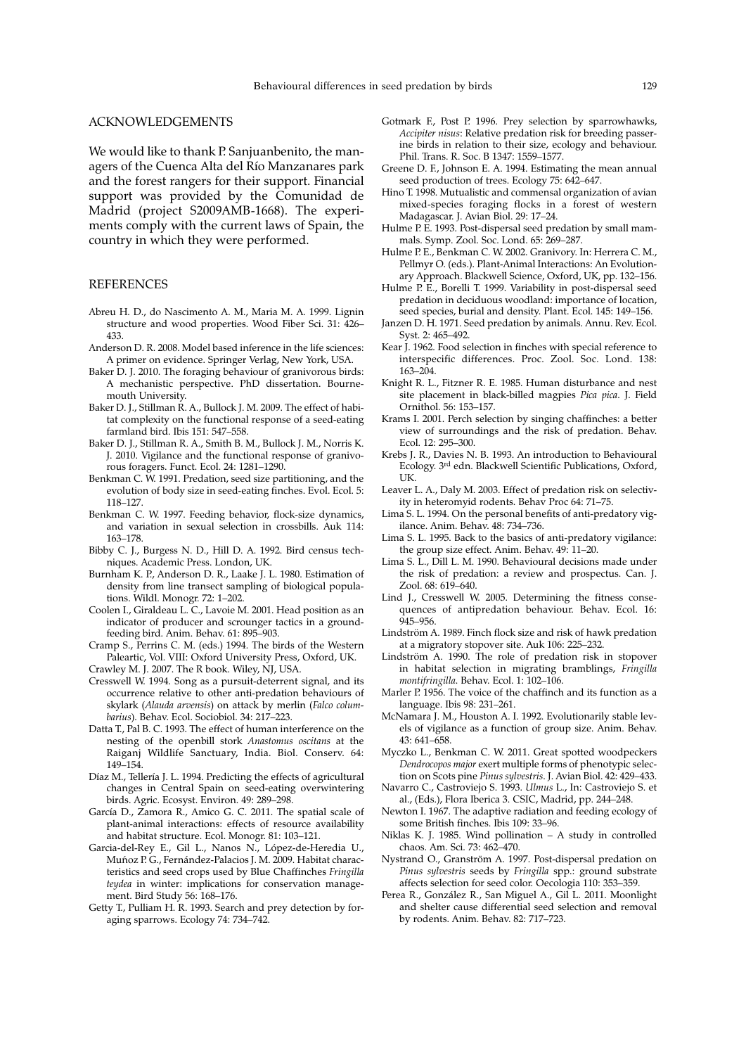## ACKNOWLEDGEMENTS

We would like to thank P. Sanjuanbenito, the managers of the Cuenca Alta del Río Manzanares park and the forest rangers for their support. Financial support was provided by the Comunidad de Madrid (project S2009AMB-1668). The experiments comply with the current laws of Spain, the country in which they were performed.

## REFERENCES

Abreu H. D., do Nascimento A. M., Maria M. A. 1999. Lignin structure and wood properties. Wood Fiber Sci. 31: 426–433.

Anderson D. R. 2008. Model based inference in the life sciences: A primer on evidence. Springer Verlag, New York, USA.

Baker D. J. 2010. The foraging behaviour of granivorous birds: A mechanistic perspective. PhD dissertation. Bournemouth University.

Baker D. J., Stillman R. A., Bullock J. M. 2009. The effect of habitat complexity on the functional response of a seed-eating farmland bird. Ibis 151: 547–558.

Baker D. J., Stillman R. A., Smith B. M., Bullock J. M., Norris K. J. 2010. Vigilance and the functional response of granivorous foragers. Funct. Ecol. 24: 1281–1290.

Benkman C. W. 1991. Predation, seed size partitioning, and the evolution of body size in seed-eating finches. Evol. Ecol. 5: 118–127.

Benkman C. W. 1997. Feeding behavior, flock-size dynamics, and variation in sexual selection in crossbills. Auk 114: 163–178.

Bibby C. J., Burgess N. D., Hill D. A. 1992. Bird census techniques. Academic Press. London, UK.

Burnham K. P., Anderson D. R., Laake J. L. 1980. Estimation of density from line transect sampling of biological populations. Wildl. Monogr. 72: 1–202.

Coolen I., Giraldeau L. C., Lavoie M. 2001. Head position as an indicator of producer and scrounger tactics in a ground-feeding bird. Anim. Behav. 61: 895–903.

Cramp S., Perrins C. M. (eds.) 1994. The birds of the Western Paleartic, Vol. VIII: Oxford University Press, Oxford, UK.

Crawley M. J. 2007. The R book. Wiley, NJ, USA.

Cresswell W. 1994. Song as a pursuit-deterrent signal, and its occurrence relative to other anti-predation behaviours of skylark (*Alauda arvensis*) on attack by merlin (*Falco columbarius*). Behav. Ecol. Sociobiol. 34: 217–223.

Datta T., Pal B. C. 1993. The effect of human interference on the nesting of the openbill stork *Anastomus oscitans* at the Raiganj Wildlife Sanctuary, India. Biol. Conserv. 64: 149–154.

Díaz M., Tellería J. L. 1994. Predicting the effects of agricultural changes in Central Spain on seed-eating overwintering birds. Agric. Ecosyst. Environ. 49: 289–298.

García D., Zamora R., Amico G. C. 2011. The spatial scale of plant-animal interactions: effects of resource availability and habitat structure. Ecol. Monogr. 81: 103–121.

Garcia-del-Rey E., Gil L., Nanos N., López-de-Heredia U., Muńoz P. G., Fernández-Palacios J. M. 2009. Habitat characteristics and seed crops used by Blue Chaffinches *Fringilla teydea* in winter: implications for conservation management. Bird Study 56: 168–176.

Getty T., Pulliam H. R. 1993. Search and prey detection by foraging sparrows. Ecology 74: 734–742.

Gotmark F., Post P. 1996. Prey selection by sparrowhawks, *Accipiter nisus*: Relative predation risk for breeding passerine birds in relation to their size, ecology and behaviour. Phil. Trans. R. Soc. B 1347: 1559–1577.

Greene D. F., Johnson E. A. 1994. Estimating the mean annual seed production of trees. Ecology 75: 642–647.

Hino T. 1998. Mutualistic and commensal organization of avian mixed-species foraging flocks in a forest of western Madagascar. J. Avian Biol. 29: 17–24.

Hulme P. E. 1993. Post-dispersal seed predation by small mammals. Symp. Zool. Soc. Lond. 65: 269–287.

Hulme P. E., Benkman C. W. 2002. Granivory. In: Herrera C. M., Pellmyr O. (eds.). Plant-Animal Interactions: An Evolutionary Approach. Blackwell Science, Oxford, UK, pp. 132–156.

Hulme P. E., Borelli T. 1999. Variability in post-dispersal seed predation in deciduous woodland: importance of location, seed species, burial and density. Plant. Ecol. 145: 149–156.

Janzen D. H. 1971. Seed predation by animals. Annu. Rev. Ecol. Syst. 2: 465–492.

Kear J. 1962. Food selection in finches with special reference to interspecific differences. Proc. Zool. Soc. Lond. 138: 163–204.

Knight R. L., Fitzner R. E. 1985. Human disturbance and nest site placement in black-billed magpies *Pica pica*. J. Field Ornithol. 56: 153–157.

Krams I. 2001. Perch selection by singing chaffinches: a better view of surroundings and the risk of predation. Behav. Ecol. 12: 295–300.

Krebs J. R., Davies N. B. 1993. An introduction to Behavioural Ecology. 3rd edn. Blackwell Scientific Publications, Oxford, UK.

Leaver L. A., Daly M. 2003. Effect of predation risk on selectivity in heteromyid rodents. Behav Proc 64: 71–75.

Lima S. L. 1994. On the personal benefits of anti-predatory vigilance. Anim. Behav. 48: 734–736.

Lima S. L. 1995. Back to the basics of anti-predatory vigilance: the group size effect. Anim. Behav. 49: 11–20.

Lima S. L., Dill L. M. 1990. Behavioural decisions made under the risk of predation: a review and prospectus. Can. J. Zool. 68: 619–640.

Lind J., Cresswell W. 2005. Determining the fitness consequences of antipredation behaviour. Behav. Ecol. 16: 945–956.

Lindström A. 1989. Finch flock size and risk of hawk predation at a migratory stopover site. Auk 106: 225–232.

Lindström A. 1990. The role of predation risk in stopover in habitat selection in migrating bramblings, *Fringilla montifringilla*. Behav. Ecol. 1: 102–106.

Marler P. 1956. The voice of the chaffinch and its function as a language. Ibis 98: 231–261.

McNamara J. M., Houston A. I. 1992. Evolutionarily stable levels of vigilance as a function of group size. Anim. Behav. 43: 641–658.

Myczko L., Benkman C. W. 2011. Great spotted woodpeckers *Dendrocopos major* exert multiple forms of phenotypic selection on Scots pine *Pinus sylvestris*. J. Avian Biol. 42: 429–433.

Navarro C., Castroviejo S. 1993. *Ulmus* L., In: Castroviejo S. et al., (Eds.), Flora Iberica 3. CSIC, Madrid, pp. 244–248.

Newton I. 1967. The adaptive radiation and feeding ecology of some British finches. Ibis 109: 33–96.

Niklas K. J. 1985. Wind pollination – A study in controlled chaos. Am. Sci. 73: 462–470.

Nystrand O., Granström A. 1997. Post-dispersal predation on *Pinus sylvestris* seeds by *Fringilla* spp.: ground substrate affects selection for seed color. Oecologia 110: 353–359.

Perea R., González R., San Miguel A., Gil L. 2011. Moonlight and shelter cause differential seed selection and removal by rodents. Anim. Behav. 82: 717–723.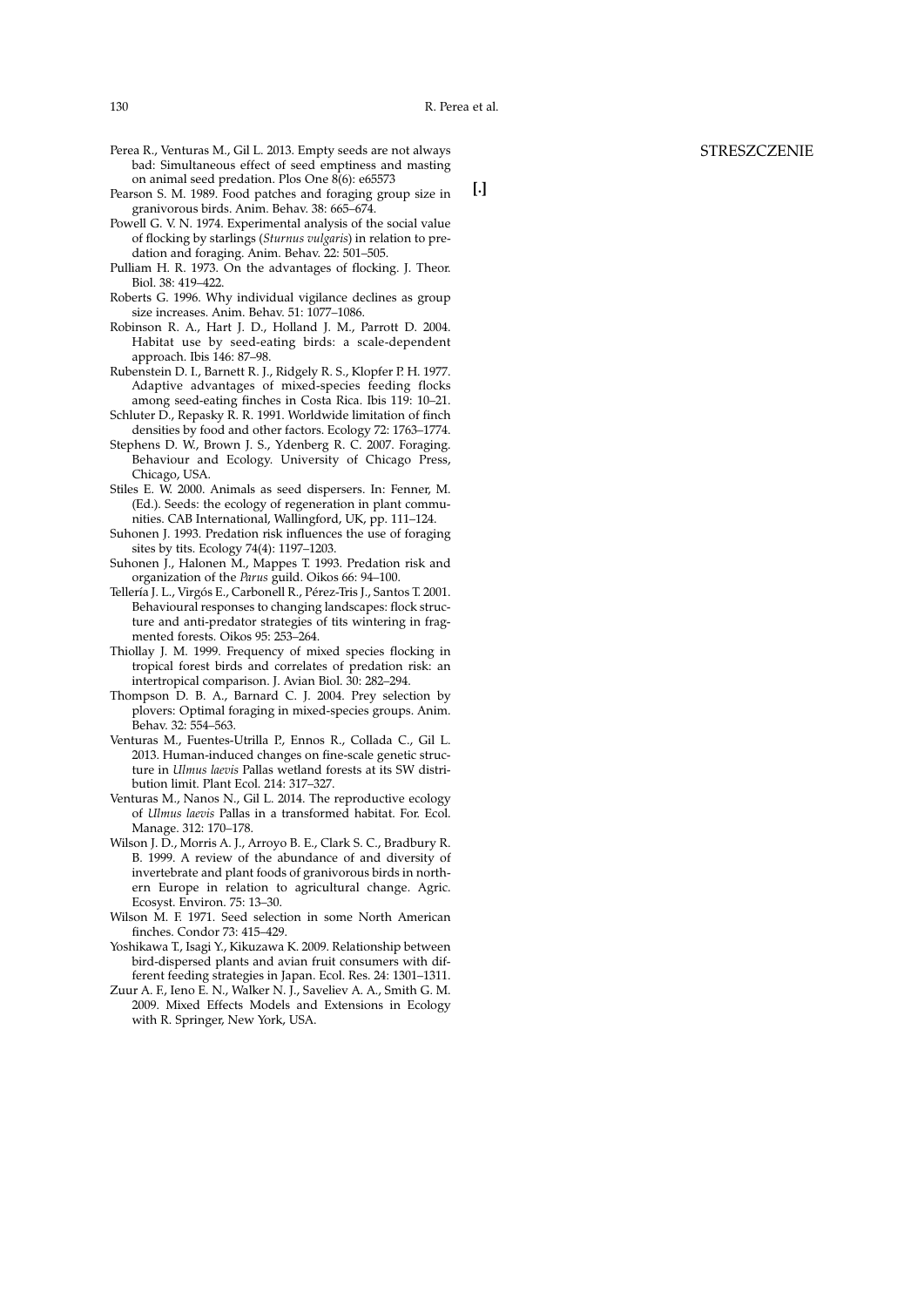Perea R., Venturas M., Gil L. 2013. Empty seeds are not always bad: Simultaneous effect of seed emptiness and masting on animal seed predation. Plos One 8(6): e65573

Pearson S. M. 1989. Food patches and foraging group size in granivorous birds. Anim. Behav. 38: 665–674.

Powell G. V. N. 1974. Experimental analysis of the social value of flocking by starlings (*Sturnus vulgaris*) in relation to predation and foraging. Anim. Behav. 22: 501–505.

Pulliam H. R. 1973. On the advantages of flocking. J. Theor. Biol. 38: 419–422.

Roberts G. 1996. Why individual vigilance declines as group size increases. Anim. Behav. 51: 1077–1086.

Robinson R. A., Hart J. D., Holland J. M., Parrott D. 2004. Habitat use by seed-eating birds: a scale-dependent approach. Ibis 146: 87–98.

Rubenstein D. I., Barnett R. J., Ridgely R. S., Klopfer P. H. 1977. Adaptive advantages of mixed-species feeding flocks among seed-eating finches in Costa Rica. Ibis 119: 10–21.

Schluter D., Repasky R. R. 1991. Worldwide limitation of finch densities by food and other factors. Ecology 72: 1763–1774.

Stephens D. W., Brown J. S., Ydenberg R. C. 2007. Foraging. Behaviour and Ecology. University of Chicago Press, Chicago, USA.

Stiles E. W. 2000. Animals as seed dispersers. In: Fenner, M. (Ed.). Seeds: the ecology of regeneration in plant communities. CAB International, Wallingford, UK, pp. 111–124.

Suhonen J. 1993. Predation risk influences the use of foraging sites by tits. Ecology 74(4): 1197–1203.

Suhonen J., Halonen M., Mappes T. 1993. Predation risk and organization of the *Parus* guild. Oikos 66: 94–100.

Tellería J. L., Virgós E., Carbonell R., Pérez-Tris J., Santos T. 2001. Behavioural responses to changing landscapes: flock structure and anti-predator strategies of tits wintering in fragmented forests. Oikos 95: 253–264.

Thiollay J. M. 1999. Frequency of mixed species flocking in tropical forest birds and correlates of predation risk: an intertropical comparison. J. Avian Biol. 30: 282–294.

Thompson D. B. A., Barnard C. J. 2004. Prey selection by plovers: Optimal foraging in mixed-species groups. Anim. Behav. 32: 554–563.

Venturas M., Fuentes-Utrilla P., Ennos R., Collada C., Gil L. 2013. Human-induced changes on fine-scale genetic structure in *Ulmus laevis* Pallas wetland forests at its SW distribution limit. Plant Ecol. 214: 317–327.

Venturas M., Nanos N., Gil L. 2014. The reproductive ecology of *Ulmus laevis* Pallas in a transformed habitat. For. Ecol. Manage. 312: 170–178.

Wilson J. D., Morris A. J., Arroyo B. E., Clark S. C., Bradbury R. B. 1999. A review of the abundance of and diversity of invertebrate and plant foods of granivorous birds in northern Europe in relation to agricultural change. Agric. Ecosyst. Environ. 75: 13–30.

Wilson M. F. 1971. Seed selection in some North American finches. Condor 73: 415–429.

Yoshikawa T., Isagi Y., Kikuzawa K. 2009. Relationship between bird-dispersed plants and avian fruit consumers with different feeding strategies in Japan. Ecol. Res. 24: 1301–1311.

Zuur A. F., Ieno E. N., Walker N. J., Saveliev A. A., Smith G. M. 2009. Mixed Effects Models and Extensions in Ecology with R. Springer, New York, USA.

## STRESZCZENIE

[.]